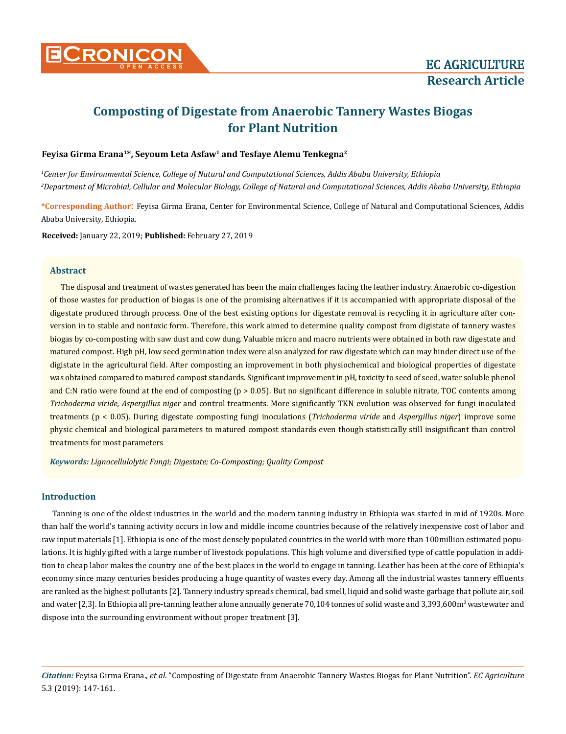# Composting of Digestate from Anaerobic Tannery Wastes Biogas for Plant Nutrition

**Feyisa Girma Erana[1]*, Seyoum Leta Asfaw[1] and Tesfaye Alemu Tenkegna[2]**

*[1]Center for Environmental Science, College of Natural and Computational Sciences, Addis Ababa University, Ethiopia*

*[2]Department of Microbial, Cellular and Molecular Biology, College of Natural and Computational Sciences, Addis Ababa University, Ethiopia*

**\*Corresponding Author:** Feyisa Girma Erana, Center for Environmental Science, College of Natural and Computational Sciences, Addis Ababa University, Ethiopia.

**Received:** January 22, 2019; **Published:** February 27, 2019

## Abstract

The disposal and treatment of wastes generated has been the main challenges facing the leather industry. Anaerobic co-digestion of those wastes for production of biogas is one of the promising alternatives if it is accompanied with appropriate disposal of the digestate produced through process. One of the best existing options for digestate removal is recycling it in agriculture after conversion in to stable and nontoxic form. Therefore, this work aimed to determine quality compost from digistate of tannery wastes biogas by co-composting with saw dust and cow dung. Valuable micro and macro nutrients were obtained in both raw digestate and matured compost. High pH, low seed germination index were also analyzed for raw digestate which can may hinder direct use of the digistate in the agricultural field. After composting an improvement in both physiochemical and biological properties of digestate was obtained compared to matured compost standards. Significant improvement in pH, toxicity to seed of seed, water soluble phenol and C:N ratio were found at the end of composting ($p > 0.05$). But no significant difference in soluble nitrate, TOC contents among *Trichoderma viride, Aspergillus niger* and control treatments. More significantly TKN evolution was observed for fungi inoculated treatments ($p < 0.05$). During digestate composting fungi inoculations (*Trichoderma viride* and *Aspergillus niger*) improve some physic chemical and biological parameters to matured compost standards even though statistically still insignificant than control treatments for most parameters

***Keywords:*** *Lignocellulolytic Fungi; Digestate; Co-Composting; Quality Compost*

## Introduction

Tanning is one of the oldest industries in the world and the modern tanning industry in Ethiopia was started in mid of 1920s. More than half the world's tanning activity occurs in low and middle income countries because of the relatively inexpensive cost of labor and raw input materials [1]. Ethiopia is one of the most densely populated countries in the world with more than 100million estimated populations. It is highly gifted with a large number of livestock populations. This high volume and diversified type of cattle population in addition to cheap labor makes the country one of the best places in the world to engage in tanning. Leather has been at the core of Ethiopia's economy since many centuries besides producing a huge quantity of wastes every day. Among all the industrial wastes tannery effluents are ranked as the highest pollutants [2]. Tannery industry spreads chemical, bad smell, liquid and solid waste garbage that pollute air, soil and water [2,3]. In Ethiopia all pre-tanning leather alone annually generate 70,104 tonnes of solid waste and 3,393,600m$^3$ wastewater and dispose into the surrounding environment without proper treatment [3].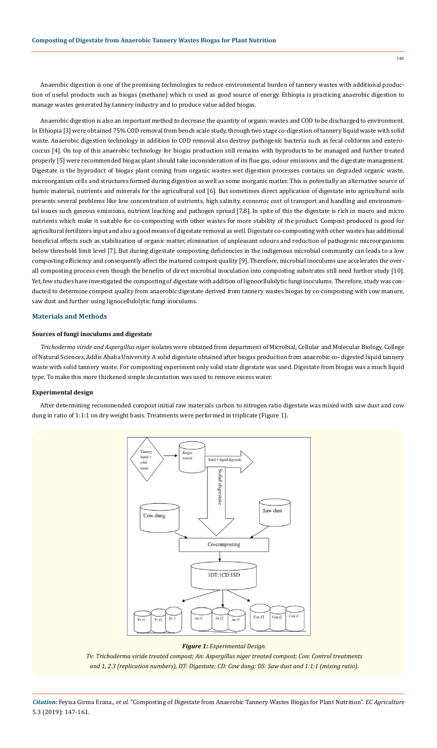Anaerobic digestion is one of the promising technologies to reduce environmental burden of tannery wastes with additional production of useful products such as biogas (methane) which is used as good source of energy. Ethiopia is practicing anaerobic digestion to manage wastes generated by tannery industry and to produce value added biogas.

Anaerobic digestion is also an important method to decrease the quantity of organic wastes and COD to be discharged to environment. In Ethiopia [3] were obtained 75% COD removal from bench scale study, through two stage co-digestion of tannery liquid waste with solid waste. Anaerobic digestion technology in addition to COD removal also destroy pathogenic bacteria such as fecal coliforms and enterococcus [4]. On top of this anaerobic technology for biogas production still remains with byproducts to be managed and further treated properly [5] were recommended biogas plant should take inconsideration of its flue gas, odour emissions and the digestate management. Digestate is the byproduct of biogas plant coming from organic wastes wet digestion processes contains un degraded organic waste, microorganism cells and structures formed during digestion as well as some inorganic matter. This is potentially an alternative source of humic material, nutrients and minerals for the agricultural soil [6]. But sometimes direct application of digestate into agricultural soils presents several problems like low concentration of nutrients, high salinity, economic cost of transport and handling and environmental issues such gaseous emissions, nutrient leaching and pathogen spread [7,8]. In spite of this the digestate is rich in macro and micro nutrients which make it suitable for co-composting with other wastes for more stability of the product. Compost produced is good for agricultural fertilizers input and also a good means of digestate removal as well. Digestate co-composting with other wastes has additional beneficial effects such as stabilization of organic matter, elimination of unpleasant odours and reduction of pathogenic microorganisms below threshold limit level [7]. But during digestate composting deficiencies in the indigenous microbial community can leads to a low composting efficiency and consequently affect the matured compost quality [9]. Therefore, microbial inoculums use accelerates the overall composting process even though the benefits of direct microbial inoculation into composting substrates still need further study [10]. Yet, few studies have investigated the composting of digestate with addition of lignocellulolytic fungi inoculums. Therefore, study was conducted to determine compost quality from anaerobic digestate derived from tannery wastes biogas by co-composting with cow manure, saw dust and further using lignocellulolytic fungi inoculums.

## Materials and Methods

### Sources of fungi inoculums and digestate

*Trichoderma viride and Aspergillus niger* isolates were obtained from department of Microbial, Cellular and Molecular Biology, College of Natural Sciences, Addis Ababa University. A solid digestate obtained after biogas production from anaerobic co- digested liquid tannery waste with solid tannery waste. For composting experiment only solid state digestate was used. Digestate from biogas was a much liquid type. To make this more thickened simple decantation was used to remove excess water.

### Experimental design

After determining recommended compost initial raw materials carbon to nitrogen ratio digestate was mixed with saw dust and cow dung in ratio of 1:1:1 on dry weight basis. Treatments were performed in triplicate (Figure 1).

***Figure 1:** Experimental Design.*

*Tv: Trichoderma viride treated compost; An: Aspergillus niger treated compost; Con: Control treatments and 1, 2.3 (replication numbers), DT: Digestate; CD: Cow dung; DS: Saw dust and 1:1:1 (mixing ratio).*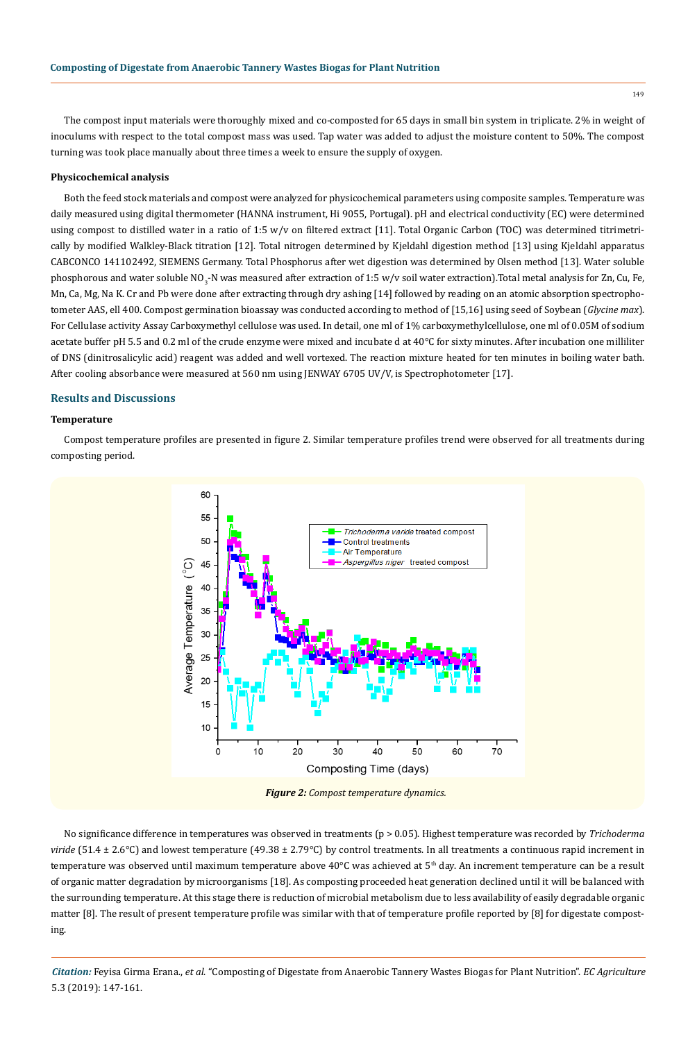The compost input materials were thoroughly mixed and co-composted for 65 days in small bin system in triplicate. 2% in weight of inoculums with respect to the total compost mass was used. Tap water was added to adjust the moisture content to 50%. The compost turning was took place manually about three times a week to ensure the supply of oxygen.

**Physicochemical analysis**

Both the feed stock materials and compost were analyzed for physicochemical parameters using composite samples. Temperature was daily measured using digital thermometer (HANNA instrument, Hi 9055, Portugal). pH and electrical conductivity (EC) were determined using compost to distilled water in a ratio of 1:5 w/v on filtered extract [11]. Total Organic Carbon (TOC) was determined titrimetrically by modified Walkley-Black titration [12]. Total nitrogen determined by Kjeldahl digestion method [13] using Kjeldahl apparatus CABCONCO 141102492, SIEMENS Germany. Total Phosphorus after wet digestion was determined by Olsen method [13]. Water soluble phosphorous and water soluble $NO_3$-N was measured after extraction of 1:5 w/v soil water extraction).Total metal analysis for Zn, Cu, Fe, Mn, Ca, Mg, Na K. Cr and Pb were done after extracting through dry ashing [14] followed by reading on an atomic absorption spectrophotometer AAS, ell 400. Compost germination bioassay was conducted according to method of [15,16] using seed of Soybean (*Glycine max*). For Cellulase activity Assay Carboxymethyl cellulose was used. In detail, one ml of 1% carboxymethylcellulose, one ml of 0.05M of sodium acetate buffer pH 5.5 and 0.2 ml of the crude enzyme were mixed and incubate d at 40°C for sixty minutes. After incubation one milliliter of DNS (dinitrosalicylic acid) reagent was added and well vortexed. The reaction mixture heated for ten minutes in boiling water bath. After cooling absorbance were measured at 560 nm using JENWAY 6705 UV/V, is Spectrophotometer [17].

## Results and Discussions

**Temperature**

Compost temperature profiles are presented in figure 2. Similar temperature profiles trend were observed for all treatments during composting period.

***Figure 2:*** *Compost temperature dynamics.*

No significance difference in temperatures was observed in treatments ($p > 0.05$). Highest temperature was recorded by *Trichoderma viride* (51.4 ± 2.6°C) and lowest temperature (49.38 ± 2.79°C) by control treatments. In all treatments a continuous rapid increment in temperature was observed until maximum temperature above 40°C was achieved at 5th day. An increment temperature can be a result of organic matter degradation by microorganisms [18]. As composting proceeded heat generation declined until it will be balanced with the surrounding temperature. At this stage there is reduction of microbial metabolism due to less availability of easily degradable organic matter [8]. The result of present temperature profile was similar with that of temperature profile reported by [8] for digestate composting.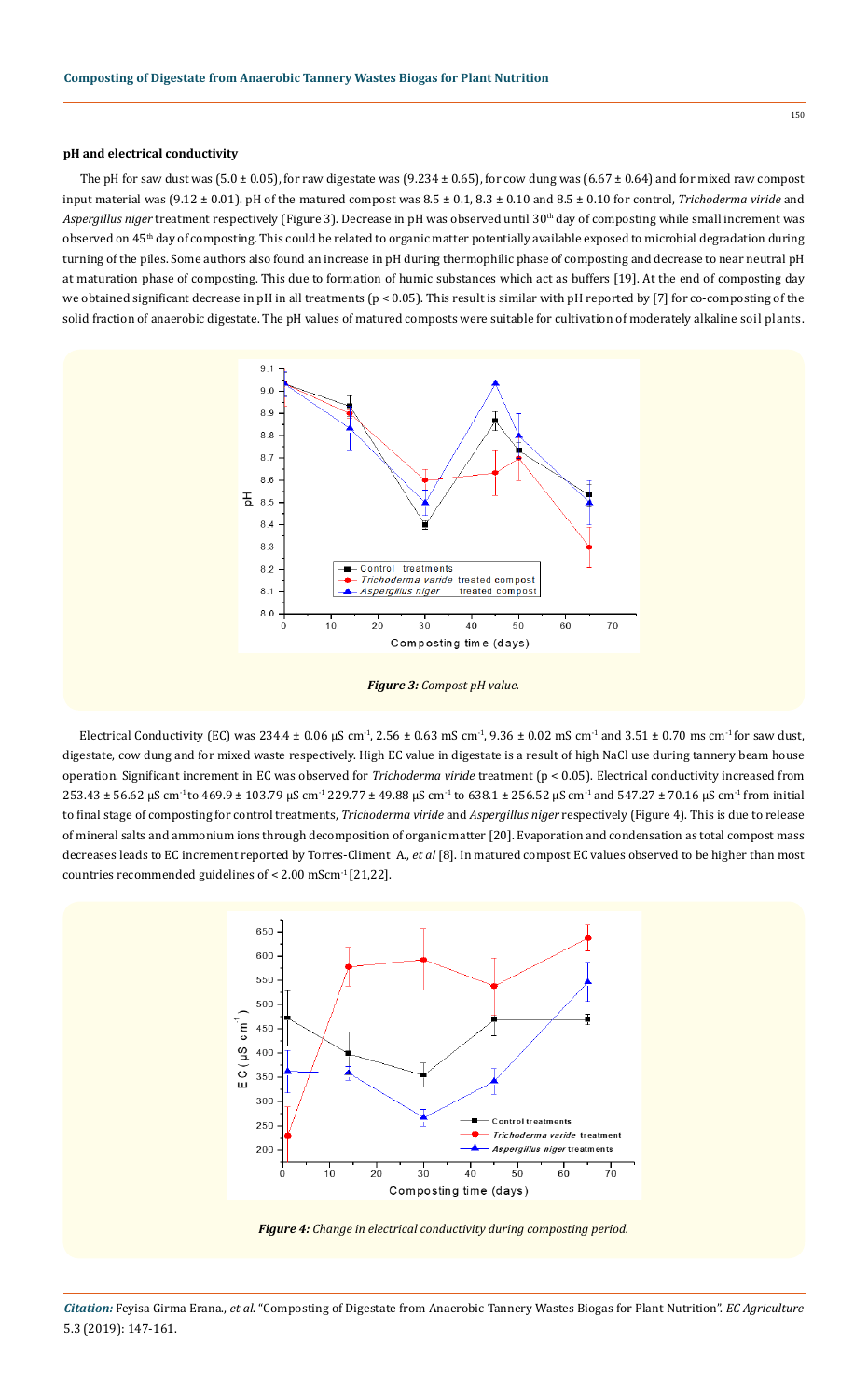### pH and electrical conductivity

The pH for saw dust was (5.0 ± 0.05), for raw digestate was (9.234 ± 0.65), for cow dung was (6.67 ± 0.64) and for mixed raw compost input material was (9.12 ± 0.01). pH of the matured compost was 8.5 ± 0.1, 8.3 ± 0.10 and 8.5 ± 0.10 for control, *Trichoderma viride* and *Aspergillus niger* treatment respectively (Figure 3). Decrease in pH was observed until $30^{th}$ day of composting while small increment was observed on $45^{th}$ day of composting. This could be related to organic matter potentially available exposed to microbial degradation during turning of the piles. Some authors also found an increase in pH during thermophilic phase of composting and decrease to near neutral pH at maturation phase of composting. This due to formation of humic substances which act as buffers [19]. At the end of composting day we obtained significant decrease in pH in all treatments ($p < 0.05$). This result is similar with pH reported by [7] for co-composting of the solid fraction of anaerobic digestate. The pH values of matured composts were suitable for cultivation of moderately alkaline soil plants.

***Figure 3:*** *Compost pH value.*

Electrical Conductivity (EC) was 234.4 ± 0.06 μS $cm^{-1}$, 2.56 ± 0.63 mS $cm^{-1}$, 9.36 ± 0.02 mS $cm^{-1}$ and 3.51 ± 0.70 ms $cm^{-1}$ for saw dust, digestate, cow dung and for mixed waste respectively. High EC value in digestate is a result of high NaCl use during tannery beam house operation. Significant increment in EC was observed for *Trichoderma viride* treatment ($p < 0.05$). Electrical conductivity increased from 253.43 ± 56.62 μS $cm^{-1}$ to 469.9 ± 103.79 μS $cm^{-1}$ 229.77 ± 49.88 μS $cm^{-1}$ to 638.1 ± 256.52 μS $cm^{-1}$ and 547.27 ± 70.16 μS $cm^{-1}$ from initial to final stage of composting for control treatments, *Trichoderma viride* and *Aspergillus niger* respectively (Figure 4). This is due to release of mineral salts and ammonium ions through decomposition of organic matter [20]. Evaporation and condensation as total compost mass decreases leads to EC increment reported by Torres-Climent A., *et al* [8]. In matured compost EC values observed to be higher than most countries recommended guidelines of < 2.00 $mScm^{-1}$ [21,22].

***Figure 4:*** *Change in electrical conductivity during composting period.*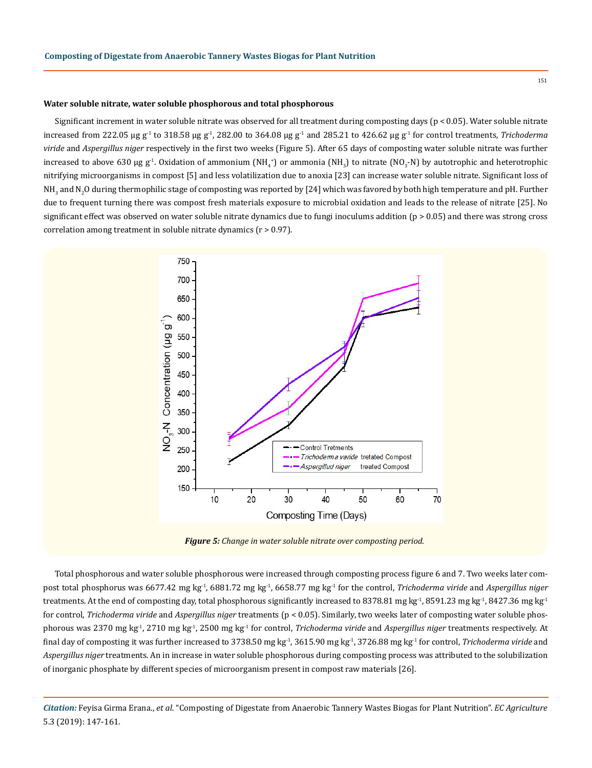### Water soluble nitrate, water soluble phosphorous and total phosphorous

Significant increment in water soluble nitrate was observed for all treatment during composting days ($p < 0.05$). Water soluble nitrate increased from 222.05 μg $g^{-1}$ to 318.58 μg $g^{-1}$, 282.00 to 364.08 μg $g^{-1}$ and 285.21 to 426.62 μg $g^{-1}$ for control treatments, *Trichoderma viride* and *Aspergillus niger* respectively in the first two weeks (Figure 5). After 65 days of composting water soluble nitrate was further increased to above 630 μg $g^{-1}$. Oxidation of ammonium ($NH_4^+$) or ammonia ($NH_3$) to nitrate ($NO_3$-N) by autotrophic and heterotrophic nitrifying microorganisms in compost [5] and less volatilization due to anoxia [23] can increase water soluble nitrate. Significant loss of $NH_3$ and $N_2O$ during thermophilic stage of composting was reported by [24] which was favored by both high temperature and pH. Further due to frequent turning there was compost fresh materials exposure to microbial oxidation and leads to the release of nitrate [25]. No significant effect was observed on water soluble nitrate dynamics due to fungi inoculums addition ($p > 0.05$) and there was strong cross correlation among treatment in soluble nitrate dynamics ($r > 0.97$).

***Figure 5:*** *Change in water soluble nitrate over composting period.*

Total phosphorous and water soluble phosphorous were increased through composting process figure 6 and 7. Two weeks later compost total phosphorus was 6677.42 mg $kg^{-1}$, 6881.72 mg $kg^{-1}$, 6658.77 mg $kg^{-1}$ for the control, *Trichoderma viride* and *Aspergillus niger* treatments. At the end of composting day, total phosphorous significantly increased to 8378.81 mg $kg^{-1}$, 8591.23 mg $kg^{-1}$, 8427.36 mg $kg^{-1}$ for control, *Trichoderma viride* and *Aspergillus niger* treatments ($p < 0.05$). Similarly, two weeks later of composting water soluble phosphorous was 2370 mg $kg^{-1}$, 2710 mg $kg^{-1}$, 2500 mg $kg^{-1}$ for control, *Trichoderma viride* and *Aspergillus niger* treatments respectively. At final day of composting it was further increased to 3738.50 mg $kg^{-1}$, 3615.90 mg $kg^{-1}$, 3726.88 mg $kg^{-1}$ for control, *Trichoderma viride* and *Aspergillus niger* treatments. An in increase in water soluble phosphorous during composting process was attributed to the solubilization of inorganic phosphate by different species of microorganism present in compost raw materials [26].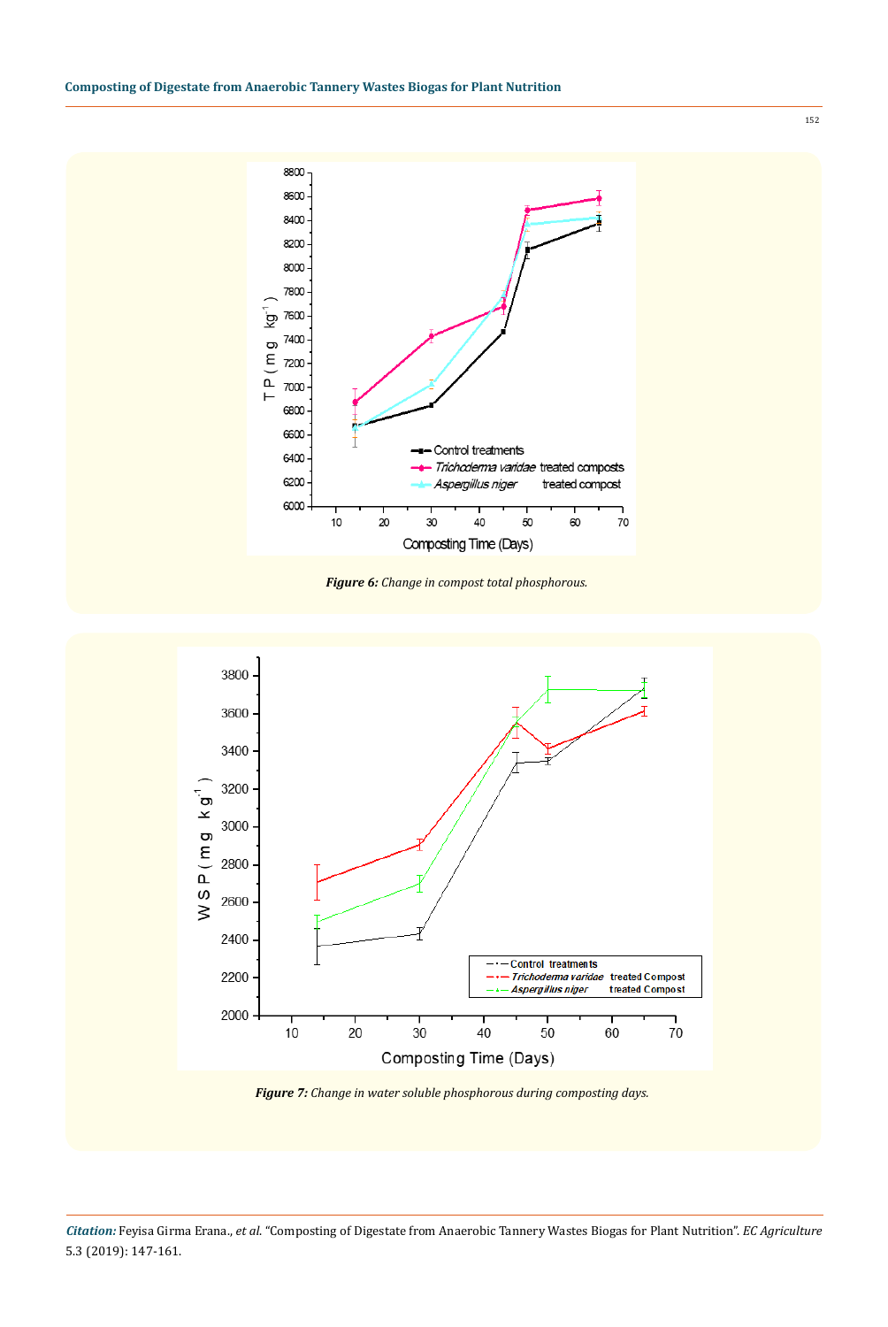**Figure 6:** *Change in compost total phosphorous.*

**Figure 7:** *Change in water soluble phosphorous during composting days.*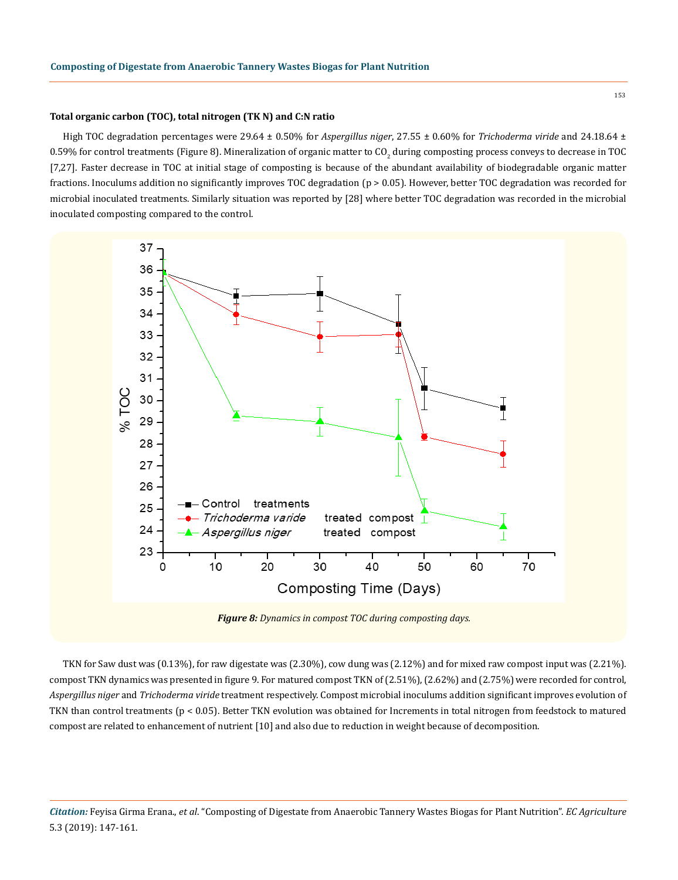### Total organic carbon (TOC), total nitrogen (TK N) and C:N ratio

High TOC degradation percentages were 29.64 ± 0.50% for *Aspergillus niger*, 27.55 ± 0.60% for *Trichoderma viride* and 24.18.64 ± 0.59% for control treatments (Figure 8). Mineralization of organic matter to $CO_2$ during composting process conveys to decrease in TOC [7,27]. Faster decrease in TOC at initial stage of composting is because of the abundant availability of biodegradable organic matter fractions. Inoculums addition no significantly improves TOC degradation ($p > 0.05$). However, better TOC degradation was recorded for microbial inoculated treatments. Similarly situation was reported by [28] where better TOC degradation was recorded in the microbial inoculated composting compared to the control.

***Figure 8:*** *Dynamics in compost TOC during composting days.*

TKN for Saw dust was (0.13%), for raw digestate was (2.30%), cow dung was (2.12%) and for mixed raw compost input was (2.21%). compost TKN dynamics was presented in figure 9. For matured compost TKN of (2.51%), (2.62%) and (2.75%) were recorded for control, *Aspergillus niger* and *Trichoderma viride* treatment respectively. Compost microbial inoculums addition significant improves evolution of TKN than control treatments ($p < 0.05$). Better TKN evolution was obtained for Increments in total nitrogen from feedstock to matured compost are related to enhancement of nutrient [10] and also due to reduction in weight because of decomposition.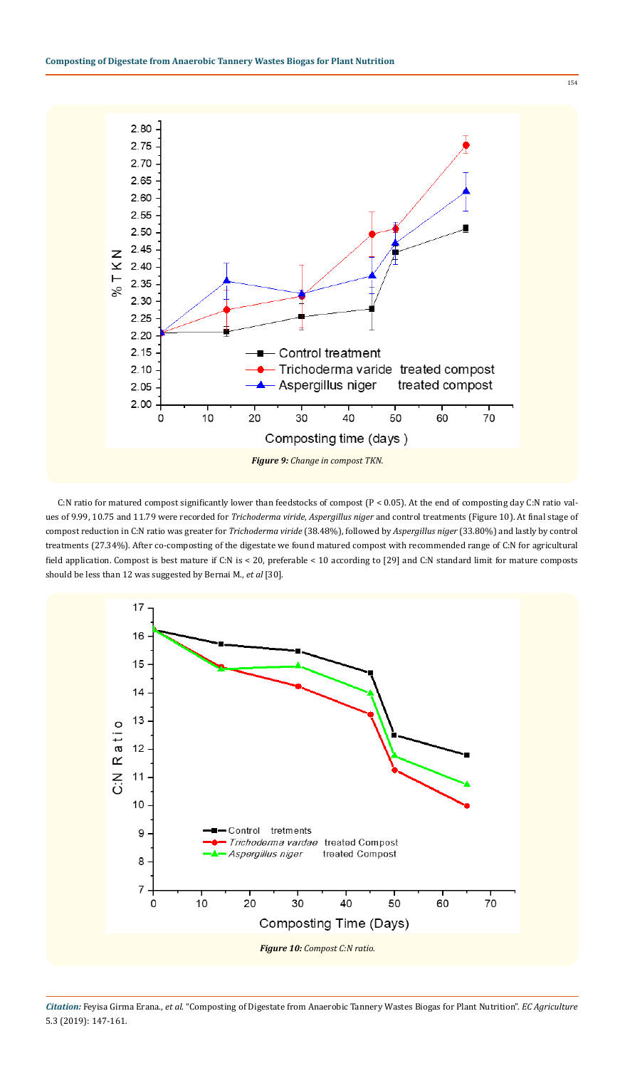Figure 9: Change in compost TKN.

C:N ratio for matured compost significantly lower than feedstocks of compost ($P < 0.05$). At the end of composting day C:N ratio values of 9.99, 10.75 and 11.79 were recorded for *Trichoderma viride*, *Aspergillus niger* and control treatments (Figure 10). At final stage of compost reduction in C:N ratio was greater for *Trichoderma viride* (38.48%), followed by *Aspergillus niger* (33.80%) and lastly by control treatments (27.34%). After co-composting of the digestate we found matured compost with recommended range of C:N for agricultural field application. Compost is best mature if C:N is < 20, preferable < 10 according to [29] and C:N standard limit for mature composts should be less than 12 was suggested by Bernai M., *et al* [30].

Figure 10: Compost C:N ratio.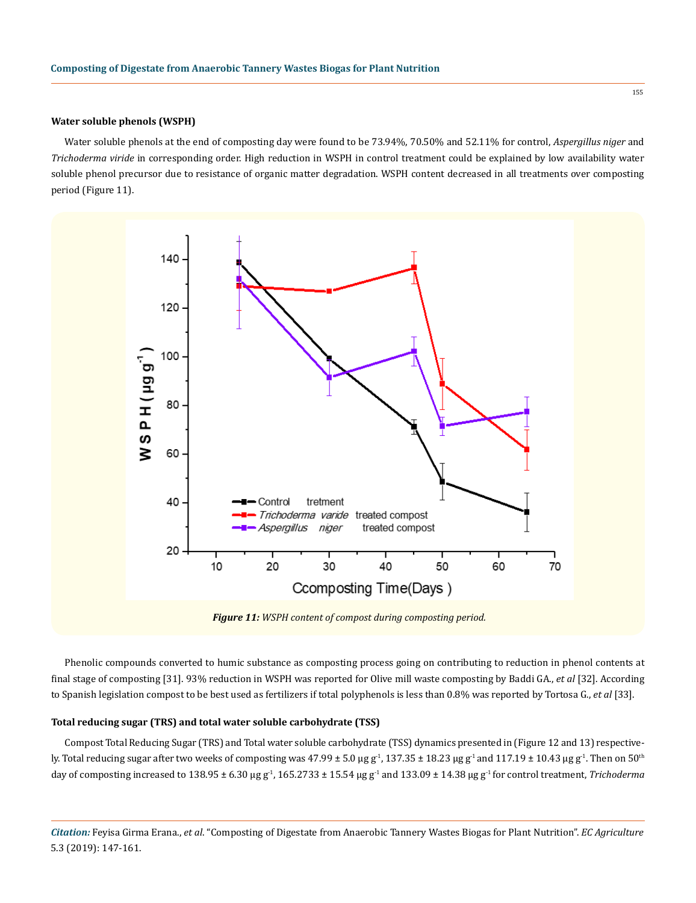#### Water soluble phenols (WSPH)

Water soluble phenols at the end of composting day were found to be 73.94%, 70.50% and 52.11% for control, *Aspergillus niger* and *Trichoderma viride* in corresponding order. High reduction in WSPH in control treatment could be explained by low availability water soluble phenol precursor due to resistance of organic matter degradation. WSPH content decreased in all treatments over composting period (Figure 11).

***Figure 11:*** *WSPH content of compost during composting period.*

Phenolic compounds converted to humic substance as composting process going on contributing to reduction in phenol contents at final stage of composting [31]. 93% reduction in WSPH was reported for Olive mill waste composting by Baddi GA., *et al* [32]. According to Spanish legislation compost to be best used as fertilizers if total polyphenols is less than 0.8% was reported by Tortosa G., *et al* [33].

#### Total reducing sugar (TRS) and total water soluble carbohydrate (TSS)

Compost Total Reducing Sugar (TRS) and Total water soluble carbohydrate (TSS) dynamics presented in (Figure 12 and 13) respectively. Total reducing sugar after two weeks of composting was 47.99 ± 5.0 µg $g^{-1}$, 137.35 ± 18.23 µg $g^{-1}$ and 117.19 ± 10.43 µg $g^{-1}$. Then on $50^{th}$ day of composting increased to 138.95 ± 6.30 µg $g^{-1}$, 165.2733 ± 15.54 µg $g^{-1}$ and 133.09 ± 14.38 µg $g^{-1}$ for control treatment, *Trichoderma*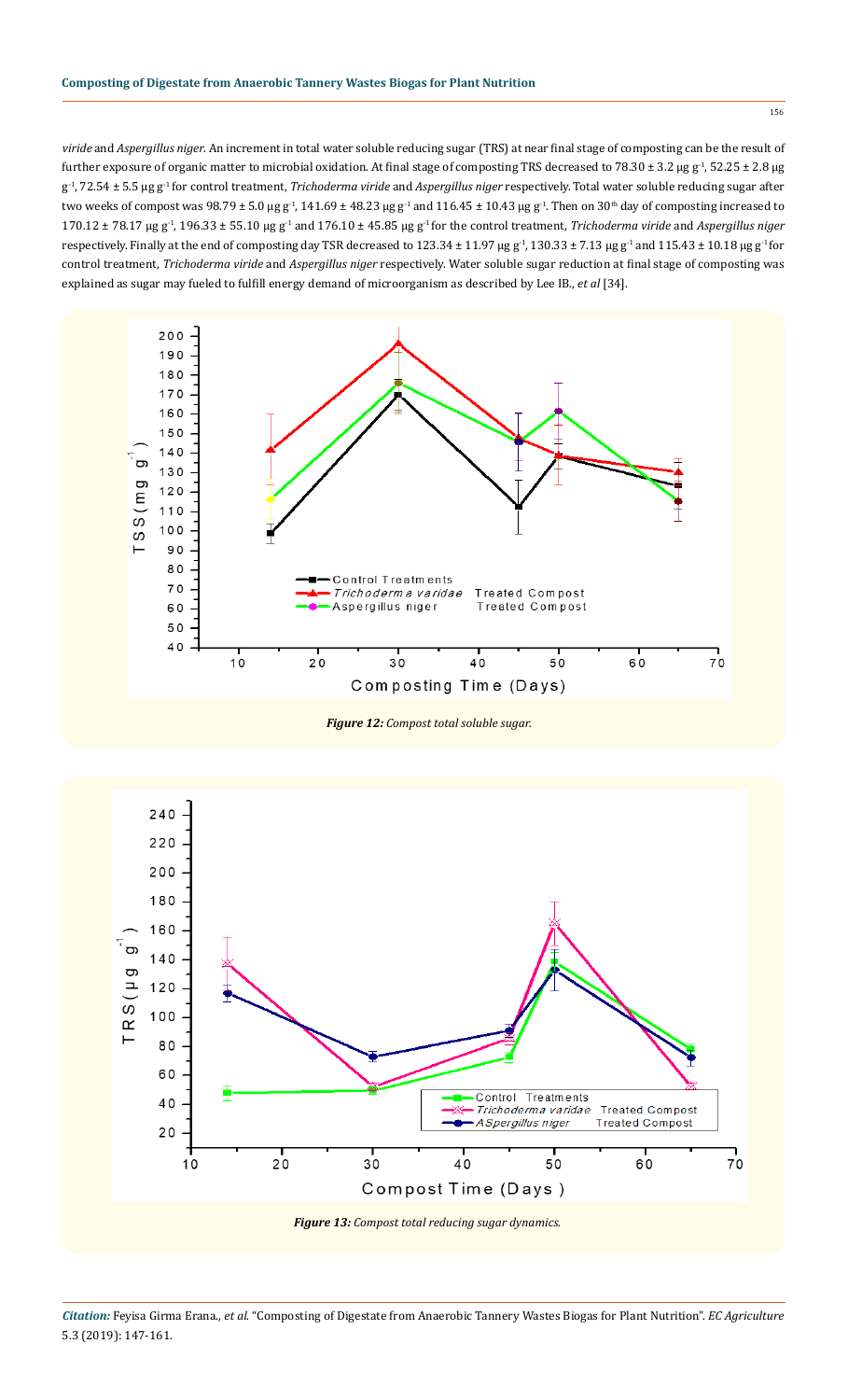*viride* and *Aspergillus niger*. An increment in total water soluble reducing sugar (TRS) at near final stage of composting can be the result of further exposure of organic matter to microbial oxidation. At final stage of composting TRS decreased to 78.30 ± 3.2 μg $g^{-1}$, 52.25 ± 2.8 μg $g^{-1}$, 72.54 ± 5.5 μg $g^{-1}$ for control treatment, *Trichoderma viride* and *Aspergillus niger* respectively. Total water soluble reducing sugar after two weeks of compost was 98.79 ± 5.0 μg $g^{-1}$, 141.69 ± 48.23 μg $g^{-1}$ and 116.45 ± 10.43 μg $g^{-1}$. Then on 30[th] day of composting increased to 170.12 ± 78.17 μg $g^{-1}$, 196.33 ± 55.10 μg $g^{-1}$ and 176.10 ± 45.85 μg $g^{-1}$ for the control treatment, *Trichoderma viride* and *Aspergillus niger* respectively. Finally at the end of composting day TSR decreased to 123.34 ± 11.97 μg $g^{-1}$, 130.33 ± 7.13 μg $g^{-1}$ and 115.43 ± 10.18 μg $g^{-1}$ for control treatment, *Trichoderma viride* and *Aspergillus niger* respectively. Water soluble sugar reduction at final stage of composting was explained as sugar may fueled to fulfill energy demand of microorganism as described by Lee IB., *et al* [34].

*Figure 12: Compost total soluble sugar.*

*Figure 13: Compost total reducing sugar dynamics.*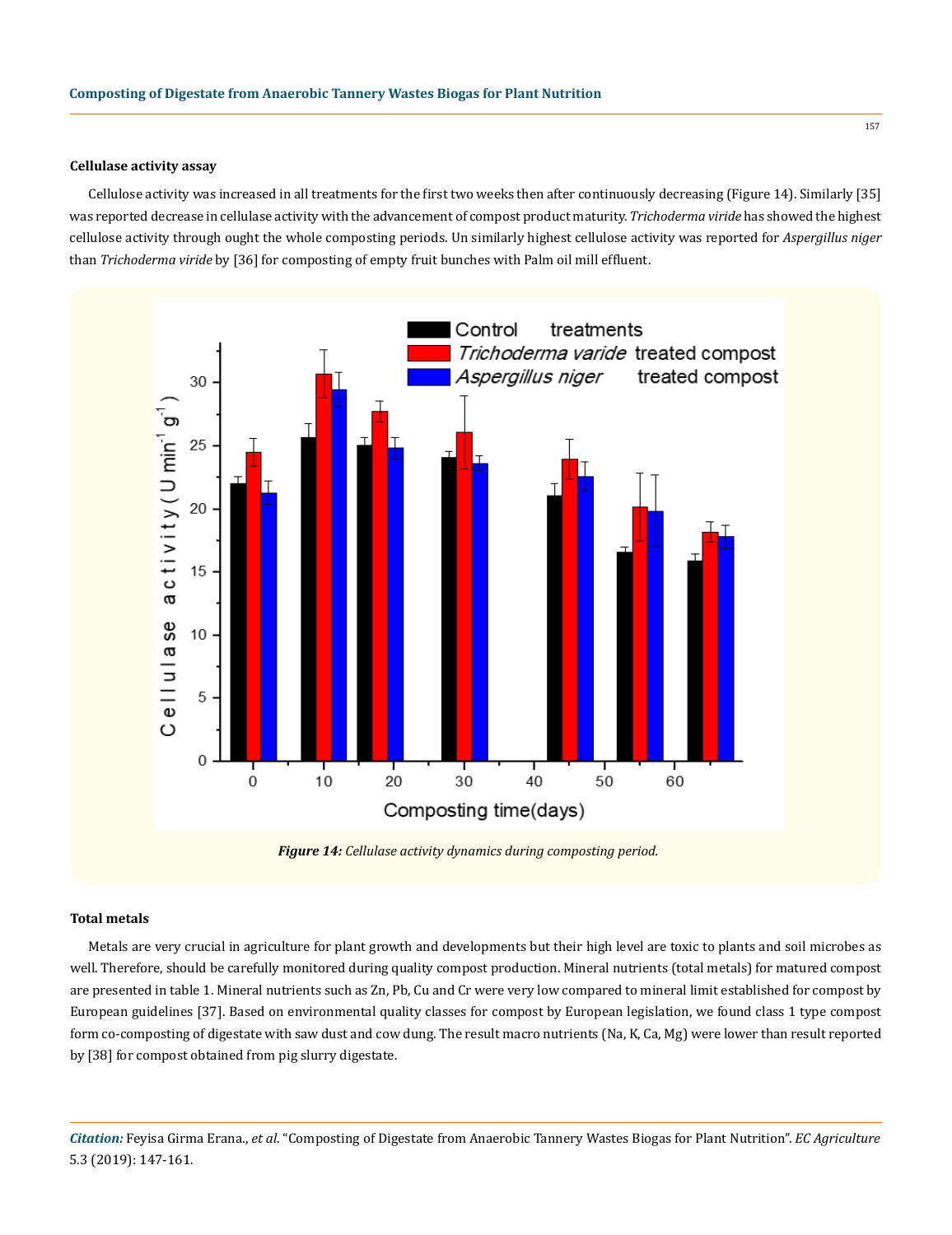### Cellulase activity assay

Cellulose activity was increased in all treatments for the first two weeks then after continuously decreasing (Figure 14). Similarly [35] was reported decrease in cellulase activity with the advancement of compost product maturity. *Trichoderma viride* has showed the highest cellulose activity through ought the whole composting periods. Un similarly highest cellulose activity was reported for *Aspergillus niger* than *Trichoderma viride* by [36] for composting of empty fruit bunches with Palm oil mill effluent.

***Figure 14:*** *Cellulase activity dynamics during composting period.*

### Total metals

Metals are very crucial in agriculture for plant growth and developments but their high level are toxic to plants and soil microbes as well. Therefore, should be carefully monitored during quality compost production. Mineral nutrients (total metals) for matured compost are presented in table 1. Mineral nutrients such as Zn, Pb, Cu and Cr were very low compared to mineral limit established for compost by European guidelines [37]. Based on environmental quality classes for compost by European legislation, we found class 1 type compost form co-composting of digestate with saw dust and cow dung. The result macro nutrients (Na, K, Ca, Mg) were lower than result reported by [38] for compost obtained from pig slurry digestate.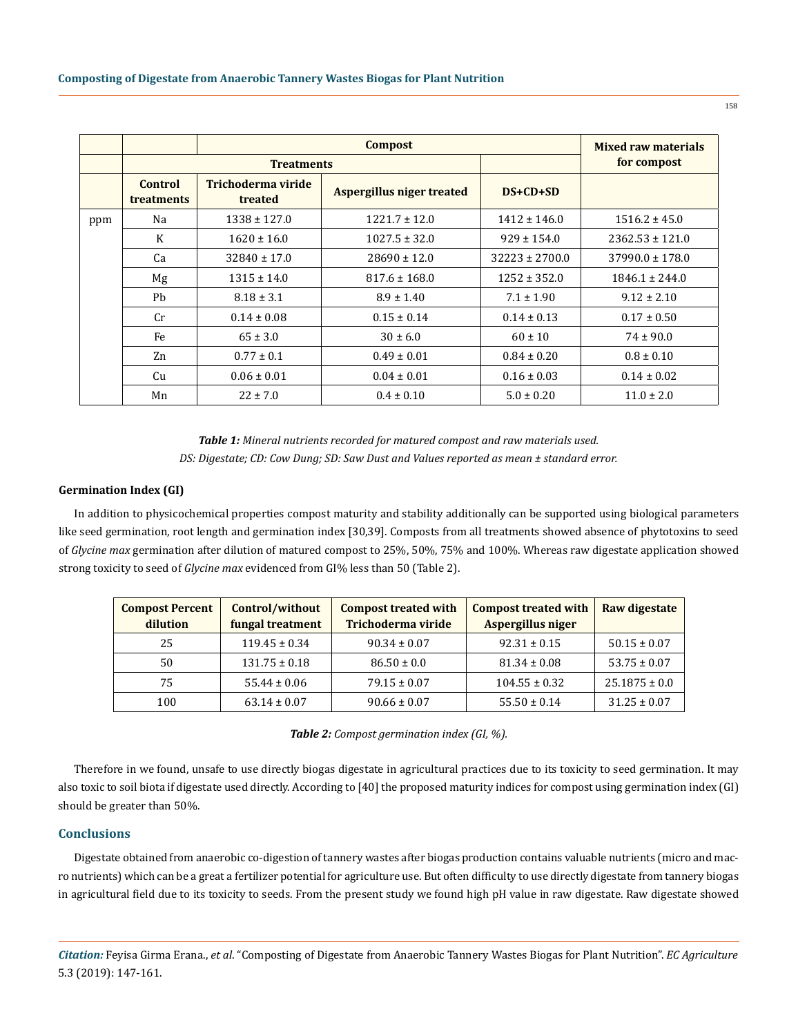| | | Compost | | | Mixed raw materials for compost |
|---|---|---|---|---|---|
| | Treatments | | | | |
| | Control treatments | Trichoderma viride treated | Aspergillus niger treated | DS+CD+SD | |
| ppm | Na | 1338 ± 127.0 | 1221.7 ± 12.0 | 1412 ± 146.0 | 1516.2 ± 45.0 |
| | K | 1620 ± 16.0 | 1027.5 ± 32.0 | 929 ± 154.0 | 2362.53 ± 121.0 |
| | Ca | 32840 ± 17.0 | 28690 ± 12.0 | 32223 ± 2700.0 | 37990.0 ± 178.0 |
| | Mg | 1315 ± 14.0 | 817.6 ± 168.0 | 1252 ± 352.0 | 1846.1 ± 244.0 |
| | Pb | 8.18 ± 3.1 | 8.9 ± 1.40 | 7.1 ± 1.90 | 9.12 ± 2.10 |
| | Cr | 0.14 ± 0.08 | 0.15 ± 0.14 | 0.14 ± 0.13 | 0.17 ± 0.50 |
| | Fe | 65 ± 3.0 | 30 ± 6.0 | 60 ± 10 | 74 ± 90.0 |
| | Zn | 0.77 ± 0.1 | 0.49 ± 0.01 | 0.84 ± 0.20 | 0.8 ± 0.10 |
| | Cu | 0.06 ± 0.01 | 0.04 ± 0.01 | 0.16 ± 0.03 | 0.14 ± 0.02 |
| | Mn | 22 ± 7.0 | 0.4 ± 0.10 | 5.0 ± 0.20 | 11.0 ± 2.0 |

***Table 1:*** *Mineral nutrients recorded for matured compost and raw materials used.*
*DS: Digestate; CD: Cow Dung; SD: Saw Dust and Values reported as mean ± standard error.*

**Germination Index (GI)**

In addition to physicochemical properties compost maturity and stability additionally can be supported using biological parameters like seed germination, root length and germination index [30,39]. Composts from all treatments showed absence of phytotoxins to seed of *Glycine max* germination after dilution of matured compost to 25%, 50%, 75% and 100%. Whereas raw digestate application showed strong toxicity to seed of *Glycine max* evidenced from GI% less than 50 (Table 2).

| Compost Percent dilution | Control/without fungal treatment | Compost treated with Trichoderma viride | Compost treated with Aspergillus niger | Raw digestate |
|---|---|---|---|---|
| 25 | 119.45 ± 0.34 | 90.34 ± 0.07 | 92.31 ± 0.15 | 50.15 ± 0.07 |
| 50 | 131.75 ± 0.18 | 86.50 ± 0.0 | 81.34 ± 0.08 | 53.75 ± 0.07 |
| 75 | 55.44 ± 0.06 | 79.15 ± 0.07 | 104.55 ± 0.32 | 25.1875 ± 0.0 |
| 100 | 63.14 ± 0.07 | 90.66 ± 0.07 | 55.50 ± 0.14 | 31.25 ± 0.07 |

***Table 2:*** *Compost germination index (GI, %).*

Therefore in we found, unsafe to use directly biogas digestate in agricultural practices due to its toxicity to seed germination. It may also toxic to soil biota if digestate used directly. According to [40] the proposed maturity indices for compost using germination index (GI) should be greater than 50%.

## Conclusions

Digestate obtained from anaerobic co-digestion of tannery wastes after biogas production contains valuable nutrients (micro and macro nutrients) which can be a great a fertilizer potential for agriculture use. But often difficulty to use directly digestate from tannery biogas in agricultural field due to its toxicity to seeds. From the present study we found high pH value in raw digestate. Raw digestate showed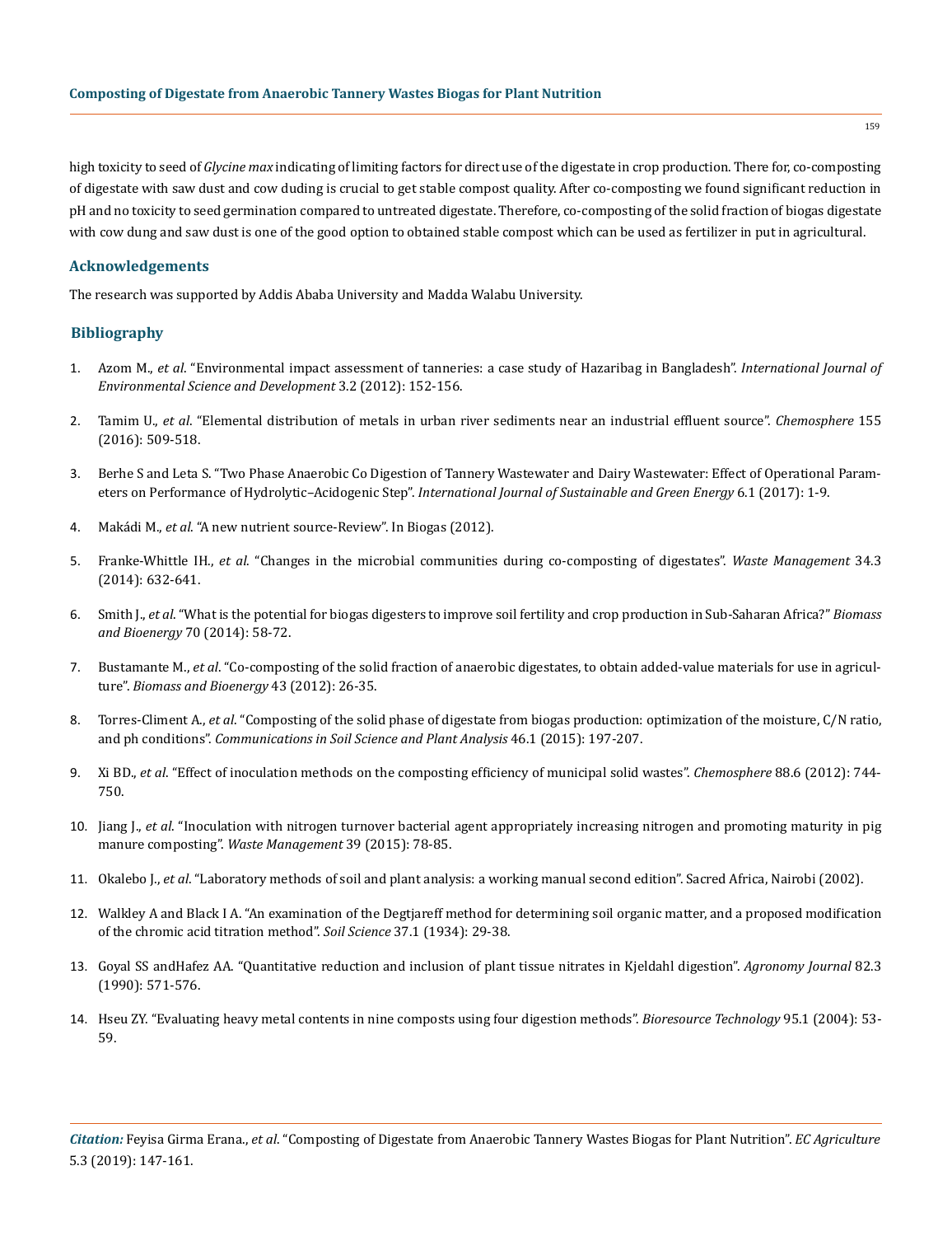high toxicity to seed of *Glycine max* indicating of limiting factors for direct use of the digestate in crop production. There for, co-composting of digestate with saw dust and cow duding is crucial to get stable compost quality. After co-composting we found significant reduction in pH and no toxicity to seed germination compared to untreated digestate. Therefore, co-composting of the solid fraction of biogas digestate with cow dung and saw dust is one of the good option to obtained stable compost which can be used as fertilizer in put in agricultural.

## Acknowledgements

The research was supported by Addis Ababa University and Madda Walabu University.

## Bibliography

1. Azom M., *et al*. "Environmental impact assessment of tanneries: a case study of Hazaribag in Bangladesh". *International Journal of Environmental Science and Development* 3.2 (2012): 152-156.
2. Tamim U., *et al*. "Elemental distribution of metals in urban river sediments near an industrial effluent source". *Chemosphere* 155 (2016): 509-518.
3. Berhe S and Leta S. "Two Phase Anaerobic Co Digestion of Tannery Wastewater and Dairy Wastewater: Effect of Operational Parameters on Performance of Hydrolytic–Acidogenic Step". *International Journal of Sustainable and Green Energy* 6.1 (2017): 1-9.
4. Makádi M., *et al*. "A new nutrient source-Review". In Biogas (2012).
5. Franke-Whittle IH., *et al*. "Changes in the microbial communities during co-composting of digestates". *Waste Management* 34.3 (2014): 632-641.
6. Smith J., *et al*. "What is the potential for biogas digesters to improve soil fertility and crop production in Sub-Saharan Africa?" *Biomass and Bioenergy* 70 (2014): 58-72.
7. Bustamante M., *et al*. "Co-composting of the solid fraction of anaerobic digestates, to obtain added-value materials for use in agriculture". *Biomass and Bioenergy* 43 (2012): 26-35.
8. Torres-Climent A., *et al*. "Composting of the solid phase of digestate from biogas production: optimization of the moisture, C/N ratio, and ph conditions". *Communications in Soil Science and Plant Analysis* 46.1 (2015): 197-207.
9. Xi BD., *et al*. "Effect of inoculation methods on the composting efficiency of municipal solid wastes". *Chemosphere* 88.6 (2012): 744-750.
10. Jiang J., *et al*. "Inoculation with nitrogen turnover bacterial agent appropriately increasing nitrogen and promoting maturity in pig manure composting". *Waste Management* 39 (2015): 78-85.
11. Okalebo J., *et al*. "Laboratory methods of soil and plant analysis: a working manual second edition". Sacred Africa, Nairobi (2002).
12. Walkley A and Black I A. "An examination of the Degtjareff method for determining soil organic matter, and a proposed modification of the chromic acid titration method". *Soil Science* 37.1 (1934): 29-38.
13. Goyal SS andHafez AA. "Quantitative reduction and inclusion of plant tissue nitrates in Kjeldahl digestion". *Agronomy Journal* 82.3 (1990): 571-576.
14. Hseu ZY. "Evaluating heavy metal contents in nine composts using four digestion methods". *Bioresource Technology* 95.1 (2004): 53-59.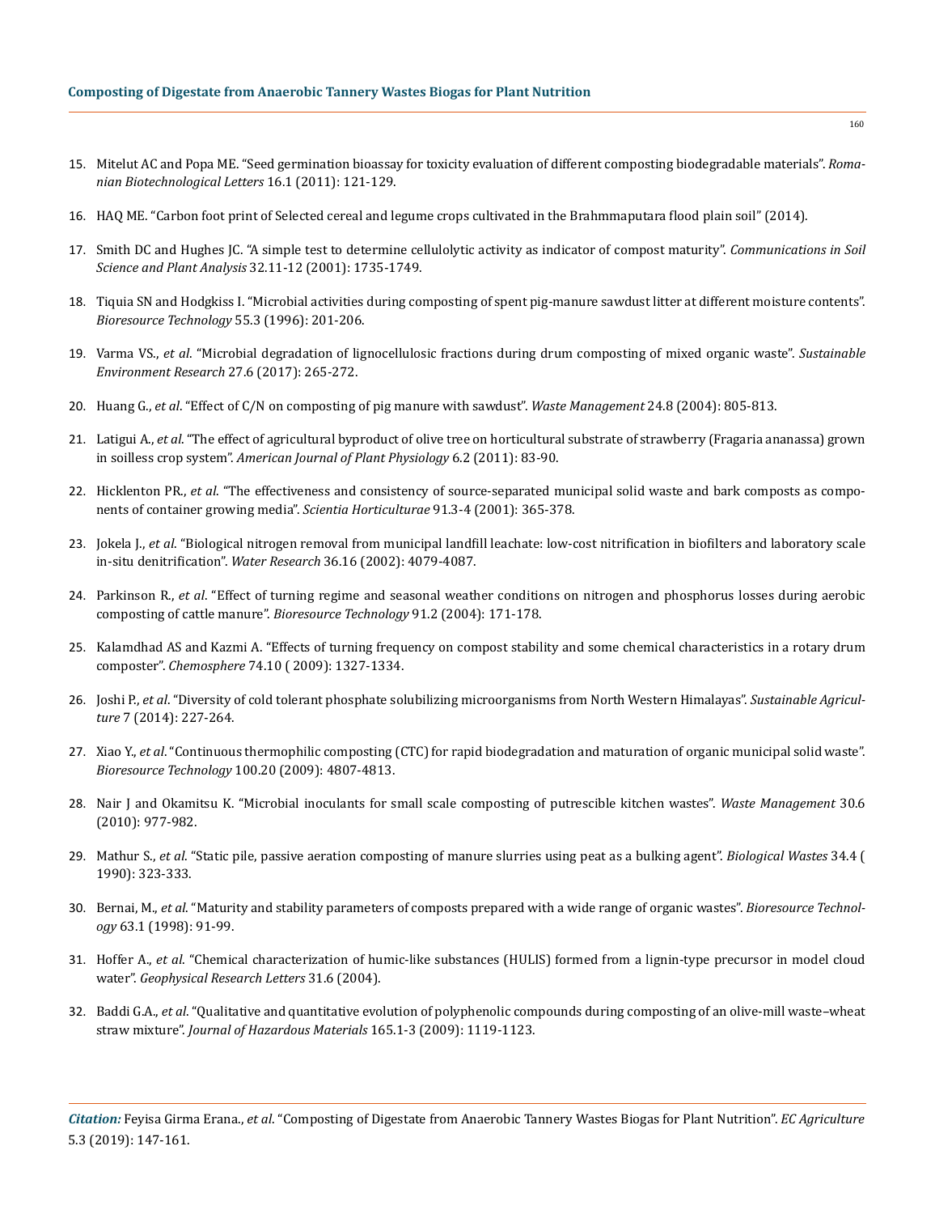15. Mitelut AC and Popa ME. "Seed germination bioassay for toxicity evaluation of different composting biodegradable materials". *Romanian Biotechnological Letters* 16.1 (2011): 121-129.

16. HAQ ME. "Carbon foot print of Selected cereal and legume crops cultivated in the Brahmmaputara flood plain soil" (2014).

17. Smith DC and Hughes JC. "A simple test to determine cellulolytic activity as indicator of compost maturity". *Communications in Soil Science and Plant Analysis* 32.11-12 (2001): 1735-1749.

18. Tiquia SN and Hodgkiss I. "Microbial activities during composting of spent pig-manure sawdust litter at different moisture contents". *Bioresource Technology* 55.3 (1996): 201-206.

19. Varma VS., *et al*. "Microbial degradation of lignocellulosic fractions during drum composting of mixed organic waste". *Sustainable Environment Research* 27.6 (2017): 265-272.

20. Huang G., *et al*. "Effect of C/N on composting of pig manure with sawdust". *Waste Management* 24.8 (2004): 805-813.

21. Latigui A., *et al*. "The effect of agricultural byproduct of olive tree on horticultural substrate of strawberry (Fragaria ananassa) grown in soilless crop system". *American Journal of Plant Physiology* 6.2 (2011): 83-90.

22. Hicklenton PR., *et al*. "The effectiveness and consistency of source-separated municipal solid waste and bark composts as components of container growing media". *Scientia Horticulturae* 91.3-4 (2001): 365-378.

23. Jokela J., *et al*. "Biological nitrogen removal from municipal landfill leachate: low-cost nitrification in biofilters and laboratory scale in-situ denitrification". *Water Research* 36.16 (2002): 4079-4087.

24. Parkinson R., *et al*. "Effect of turning regime and seasonal weather conditions on nitrogen and phosphorus losses during aerobic composting of cattle manure". *Bioresource Technology* 91.2 (2004): 171-178.

25. Kalamdhad AS and Kazmi A. "Effects of turning frequency on compost stability and some chemical characteristics in a rotary drum composter". *Chemosphere* 74.10 ( 2009): 1327-1334.

26. Joshi P., *et al*. "Diversity of cold tolerant phosphate solubilizing microorganisms from North Western Himalayas". *Sustainable Agriculture* 7 (2014): 227-264.

27. Xiao Y., *et al*. "Continuous thermophilic composting (CTC) for rapid biodegradation and maturation of organic municipal solid waste". *Bioresource Technology* 100.20 (2009): 4807-4813.

28. Nair J and Okamitsu K. "Microbial inoculants for small scale composting of putrescible kitchen wastes". *Waste Management* 30.6 (2010): 977-982.

29. Mathur S., *et al*. "Static pile, passive aeration composting of manure slurries using peat as a bulking agent". *Biological Wastes* 34.4 ( 1990): 323-333.

30. Bernai, M., *et al*. "Maturity and stability parameters of composts prepared with a wide range of organic wastes". *Bioresource Technology* 63.1 (1998): 91-99.

31. Hoffer A., *et al*. "Chemical characterization of humic-like substances (HULIS) formed from a lignin-type precursor in model cloud water". *Geophysical Research Letters* 31.6 (2004).

32. Baddi G.A., *et al*. "Qualitative and quantitative evolution of polyphenolic compounds during composting of an olive-mill waste–wheat straw mixture". *Journal of Hazardous Materials* 165.1-3 (2009): 1119-1123.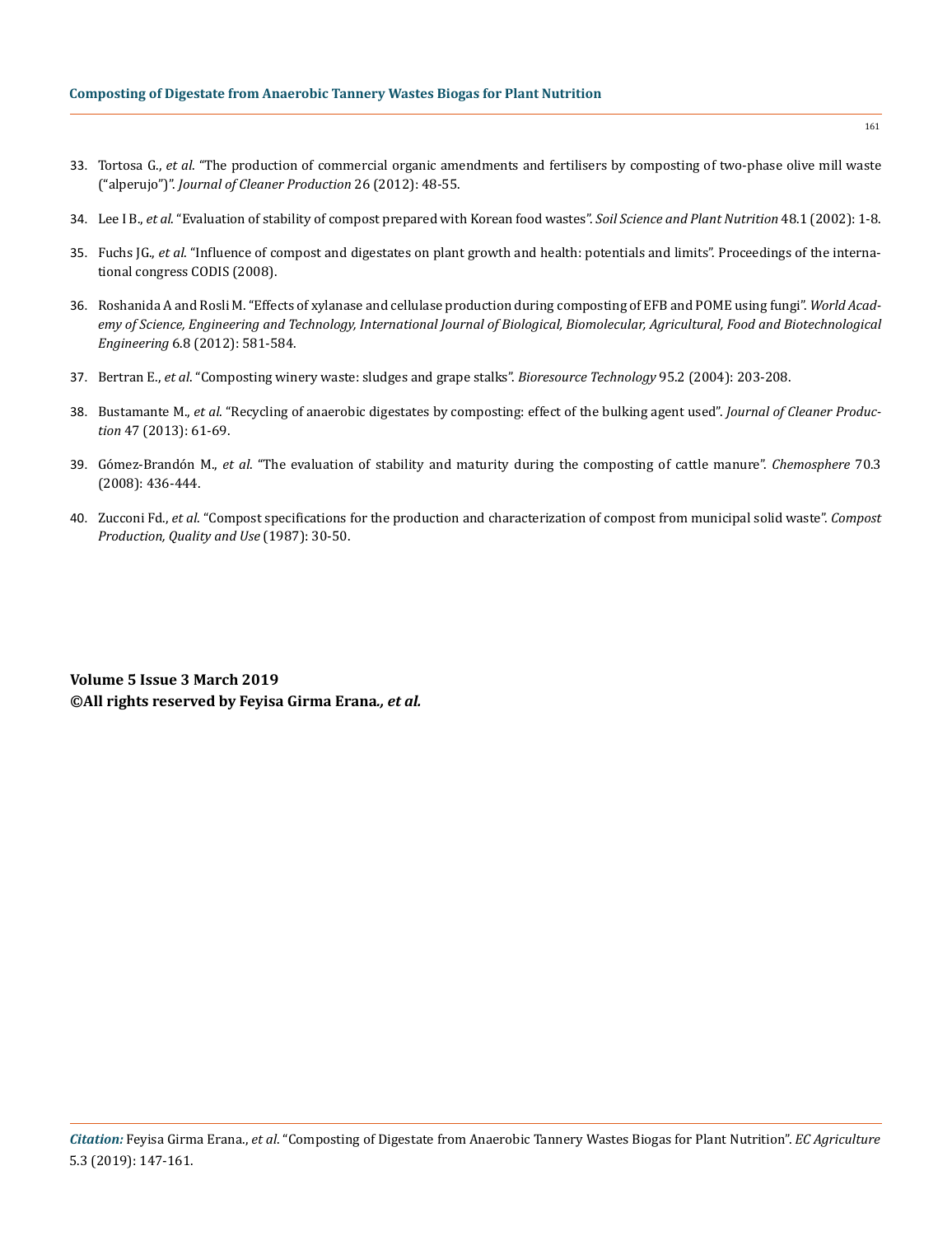33. Tortosa G., *et al*. "The production of commercial organic amendments and fertilisers by composting of two-phase olive mill waste ("alperujo")". *Journal of Cleaner Production* 26 (2012): 48-55.

34. Lee I B., *et al*. "Evaluation of stability of compost prepared with Korean food wastes". *Soil Science and Plant Nutrition* 48.1 (2002): 1-8.

35. Fuchs JG., *et al*. "Influence of compost and digestates on plant growth and health: potentials and limits". Proceedings of the international congress CODIS (2008).

36. Roshanida A and Rosli M. "Effects of xylanase and cellulase production during composting of EFB and POME using fungi". *World Academy of Science, Engineering and Technology, International Journal of Biological, Biomolecular, Agricultural, Food and Biotechnological Engineering* 6.8 (2012): 581-584.

37. Bertran E., *et al*. "Composting winery waste: sludges and grape stalks". *Bioresource Technology* 95.2 (2004): 203-208.

38. Bustamante M., *et al*. "Recycling of anaerobic digestates by composting: effect of the bulking agent used". *Journal of Cleaner Production* 47 (2013): 61-69.

39. Gómez-Brandón M., *et al*. "The evaluation of stability and maturity during the composting of cattle manure". *Chemosphere* 70.3 (2008): 436-444.

40. Zucconi Fd., *et al*. "Compost specifications for the production and characterization of compost from municipal solid waste". *Compost Production, Quality and Use* (1987): 30-50.

**Volume 5 Issue 3 March 2019**
**©All rights reserved by Feyisa Girma Erana*., et al.***